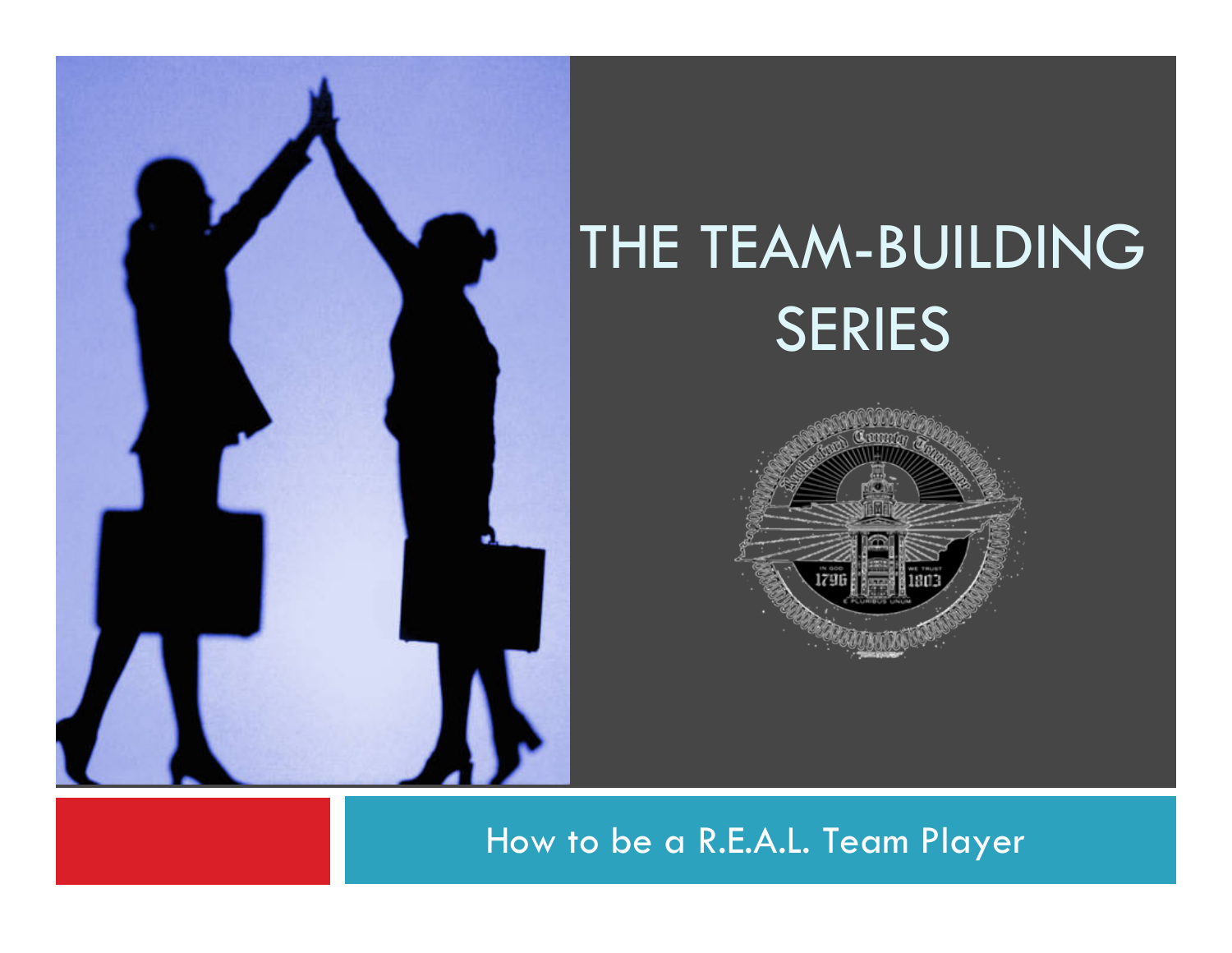# THE TEAM-BUILDING SERIES

How to be a R.E.A.L. Team Player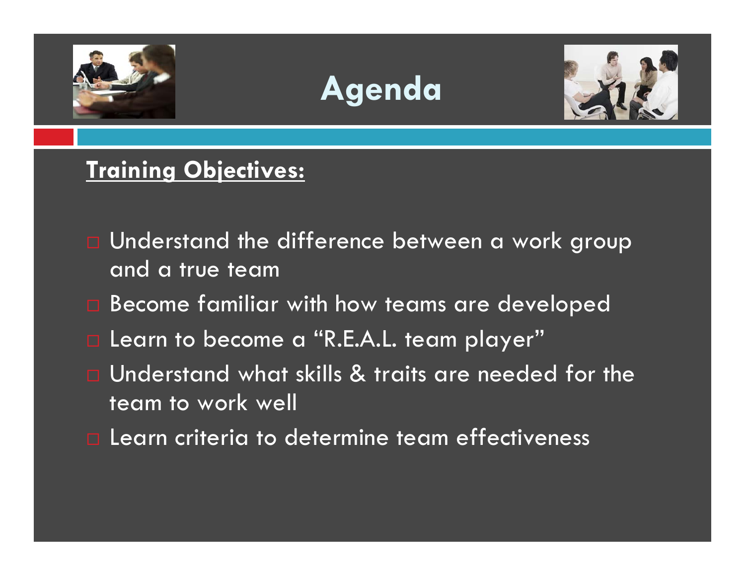# Agenda

**Training Objectives:**

- Understand the difference between a work group and a true team
- Become familiar with how teams are developed
- Learn to become a "R.E.A.L. team player"
- Understand what skills & traits are needed for the team to work well
- Learn criteria to determine team effectiveness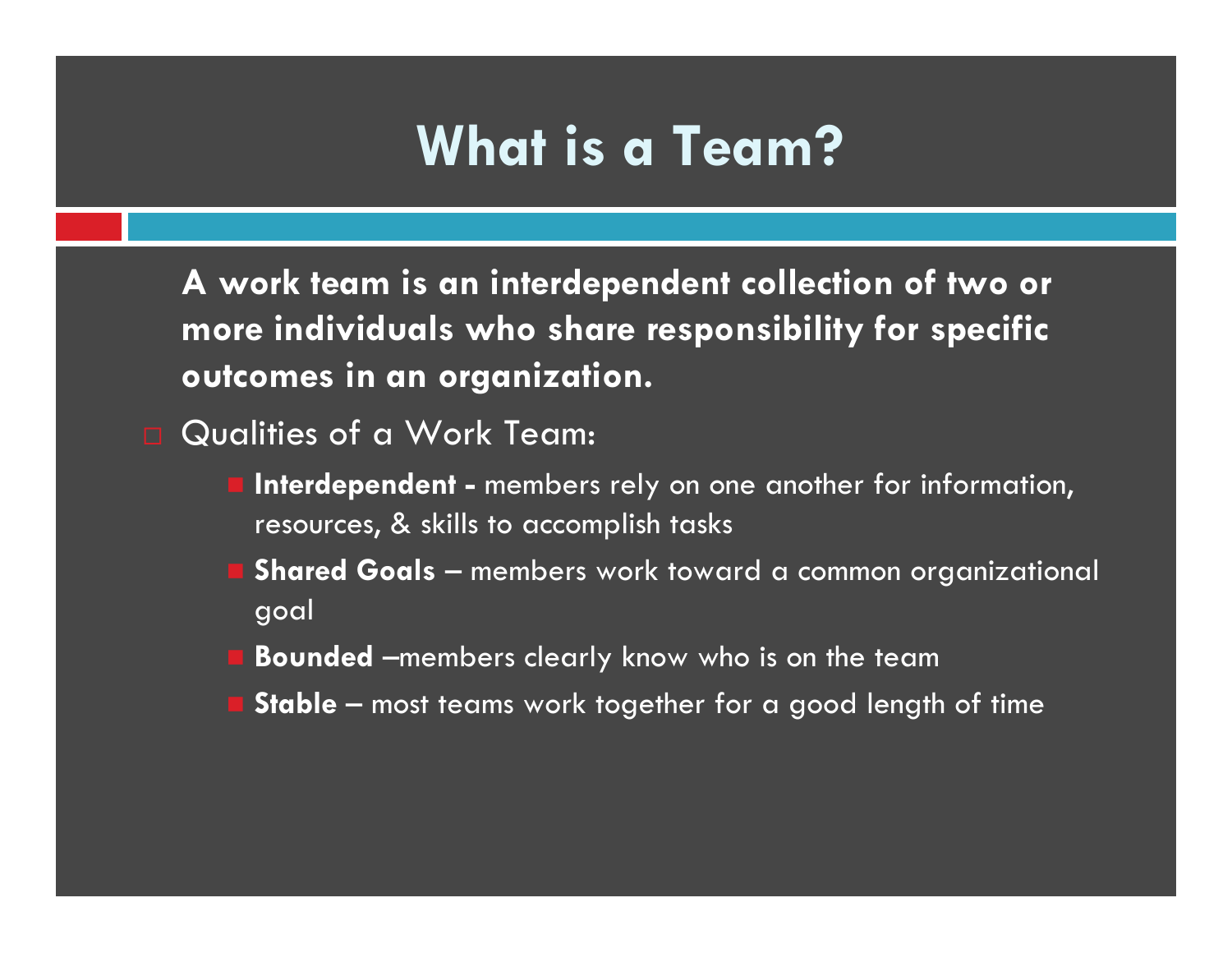# What is a Team?

**A work team is an interdependent collection of two or more individuals who share responsibility for specific outcomes in an organization.**

- Qualities of a Work Team:
  - **Interdependent -** members rely on one another for information, resources, & skills to accomplish tasks
  - **Shared Goals** – members work toward a common organizational goal
  - **Bounded** –members clearly know who is on the team
  - **Stable** – most teams work together for a good length of time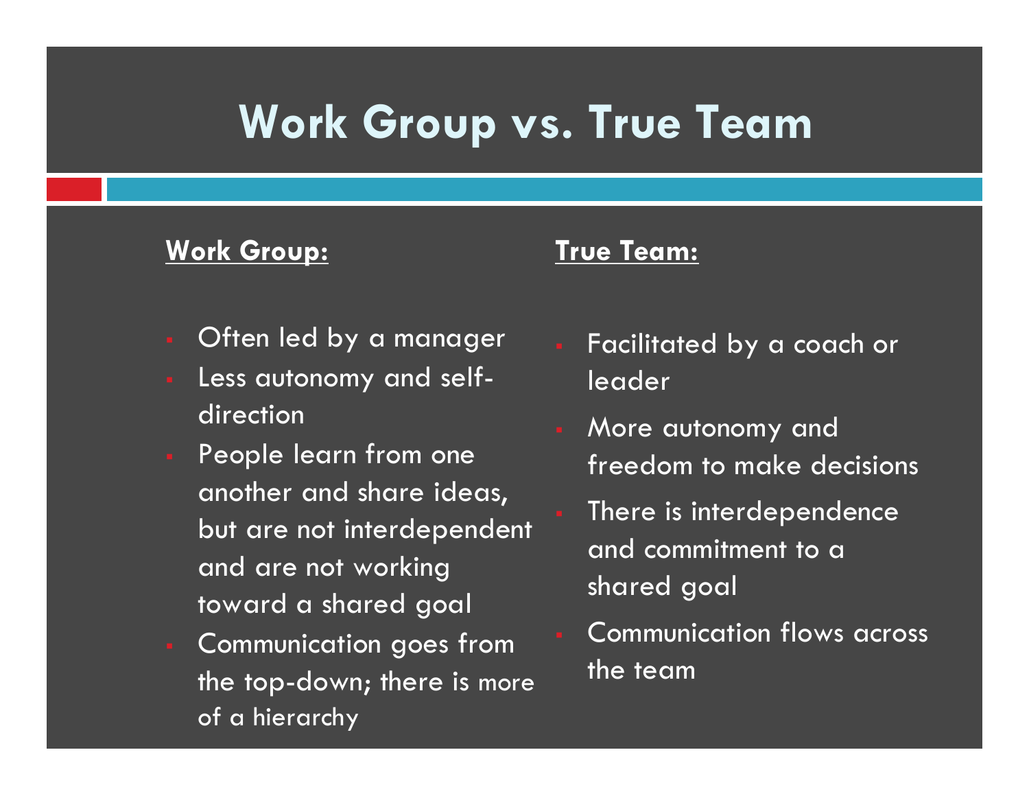# Work Group vs. True Team

**Work Group:**

- Often led by a manager
- Less autonomy and self-direction
- People learn from one another and share ideas, but are not interdependent and are not working toward a shared goal
- Communication goes from the top-down; there is more of a hierarchy

**True Team:**

- Facilitated by a coach or leader
- More autonomy and freedom to make decisions
- There is interdependence and commitment to a shared goal
- Communication flows across the team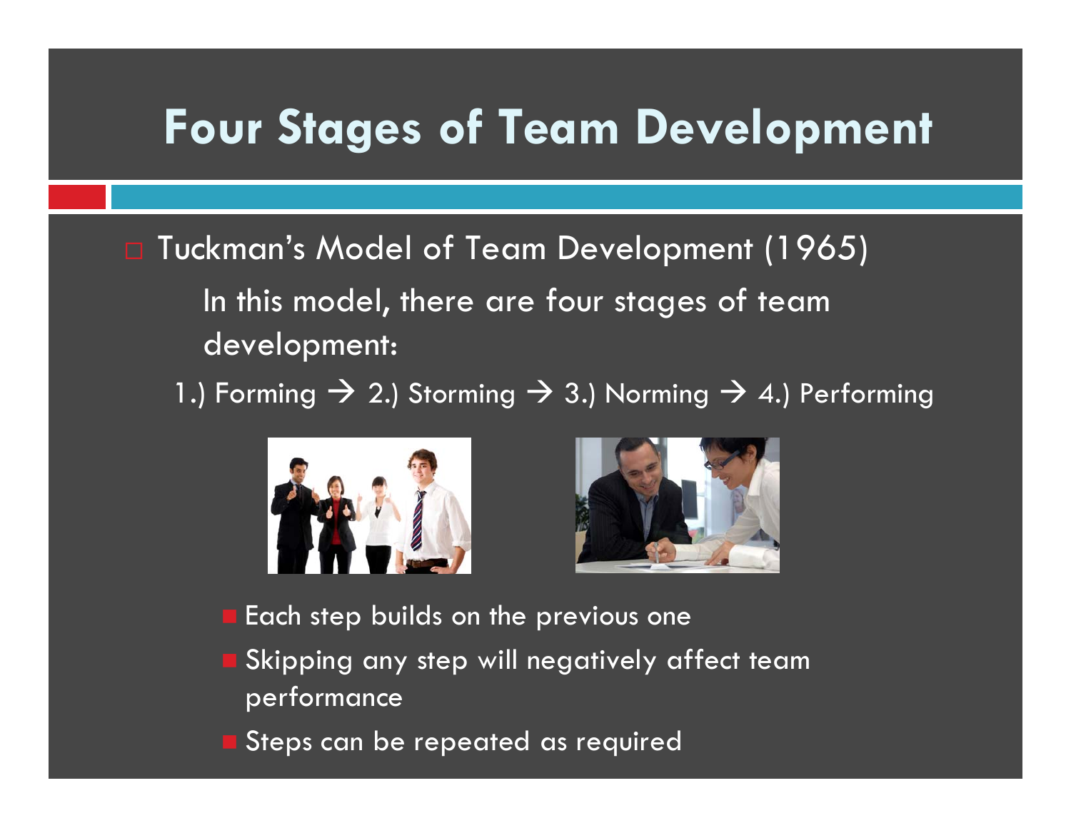# Four Stages of Team Development

- Tuckman's Model of Team Development (1965)

  In this model, there are four stages of team development:

  1.) Forming → 2.) Storming → 3.) Norming → 4.) Performing

  - Each step builds on the previous one
  - Skipping any step will negatively affect team performance
  - Steps can be repeated as required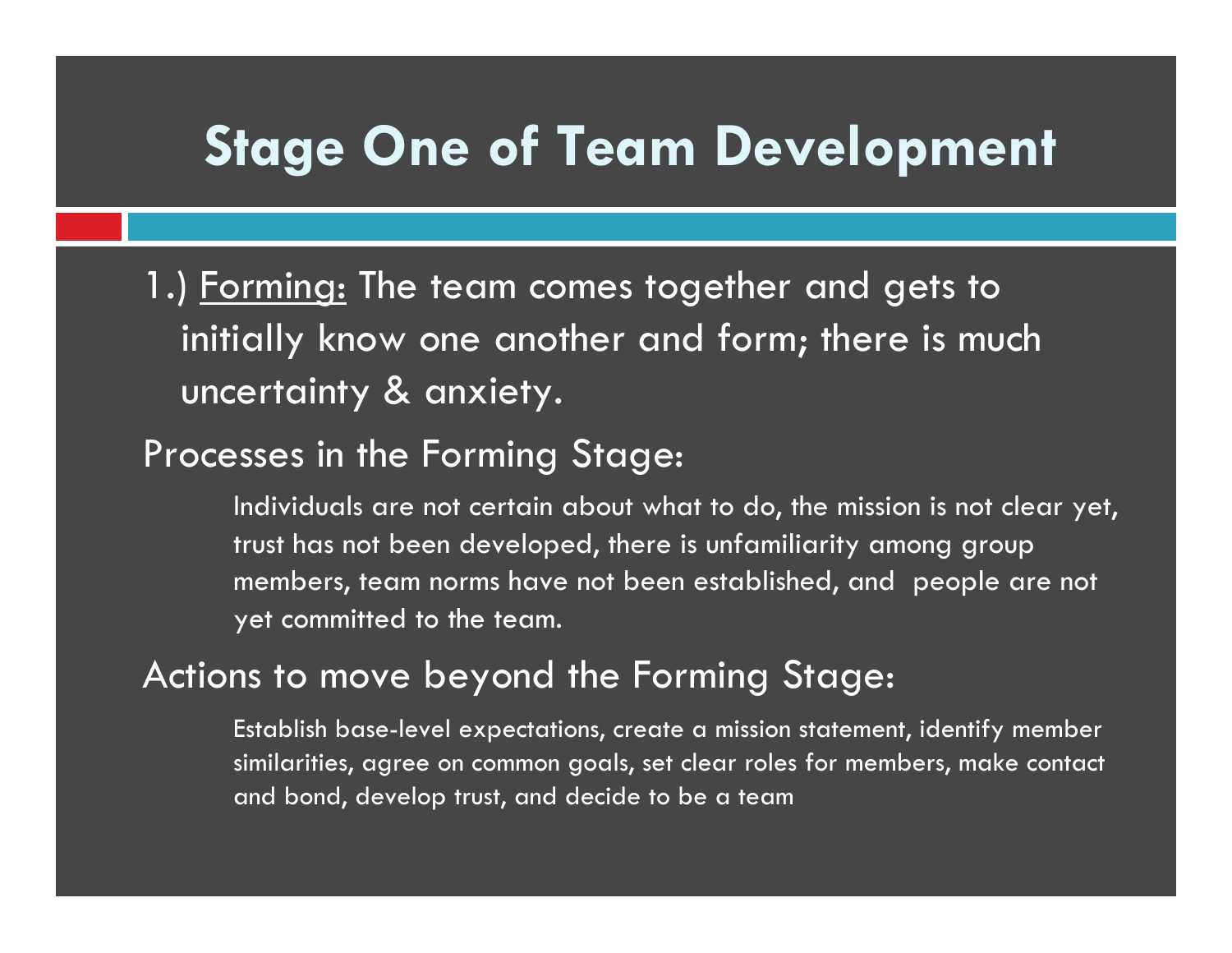# Stage One of Team Development

1.) <u>Forming:</u> The team comes together and gets to initially know one another and form; there is much uncertainty & anxiety.

Processes in the Forming Stage:

> Individuals are not certain about what to do, the mission is not clear yet, trust has not been developed, there is unfamiliarity among group members, team norms have not been established, and people are not yet committed to the team.

Actions to move beyond the Forming Stage:

> Establish base-level expectations, create a mission statement, identify member similarities, agree on common goals, set clear roles for members, make contact and bond, develop trust, and decide to be a team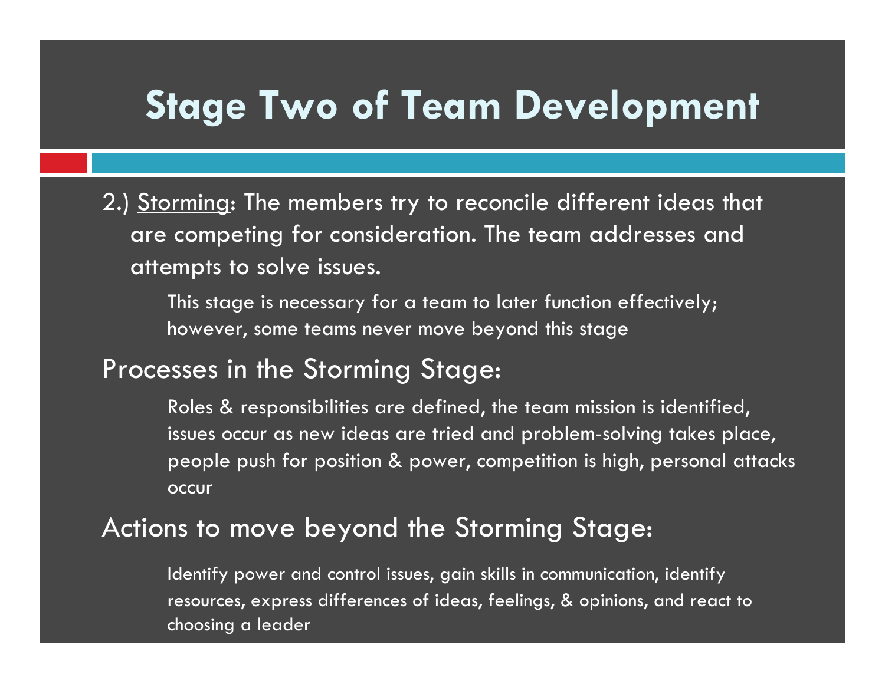# Stage Two of Team Development

2.) Storming: The members try to reconcile different ideas that are competing for consideration. The team addresses and attempts to solve issues.

This stage is necessary for a team to later function effectively; however, some teams never move beyond this stage

## Processes in the Storming Stage:

Roles & responsibilities are defined, the team mission is identified, issues occur as new ideas are tried and problem-solving takes place, people push for position & power, competition is high, personal attacks occur

## Actions to move beyond the Storming Stage:

Identify power and control issues, gain skills in communication, identify resources, express differences of ideas, feelings, & opinions, and react to choosing a leader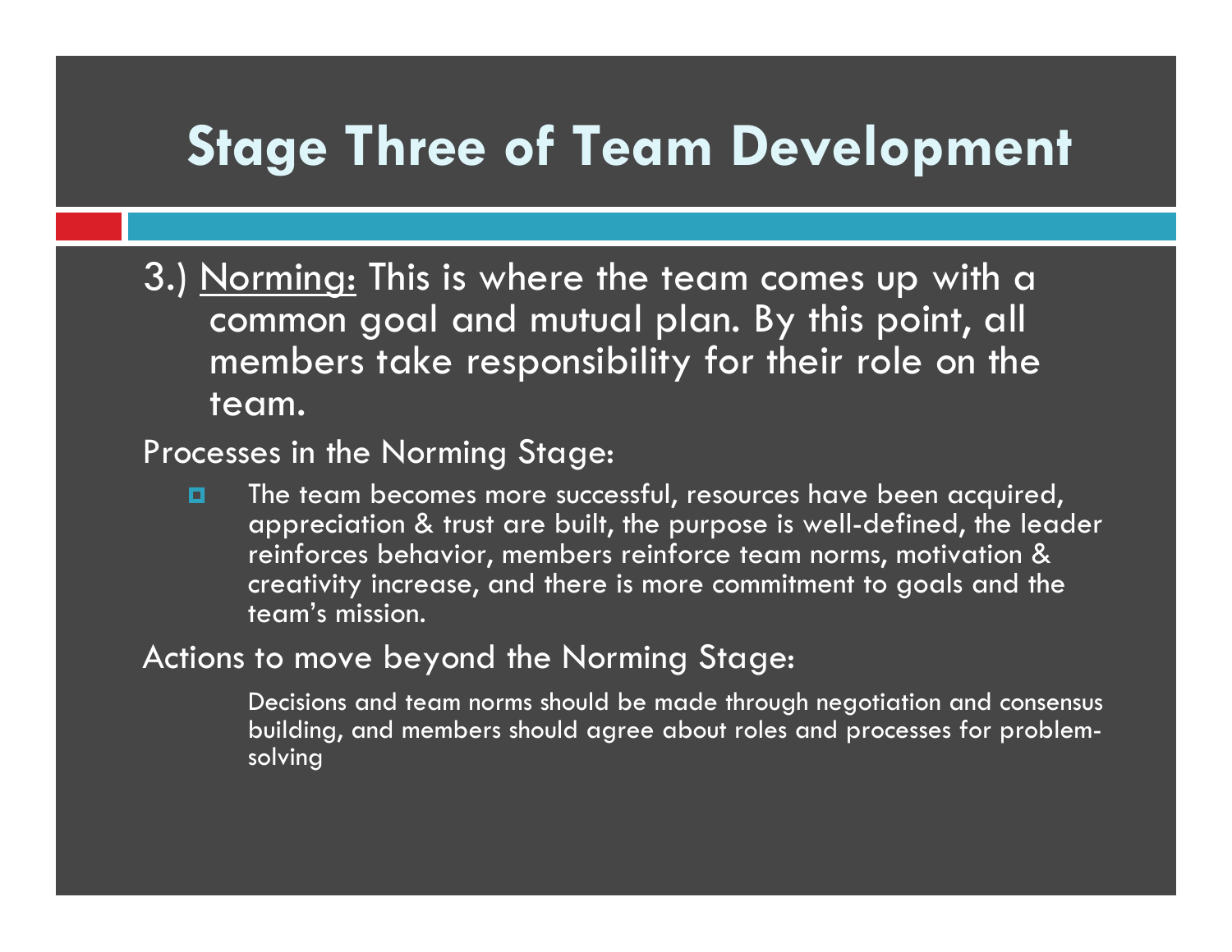# Stage Three of Team Development

3.) <u>Norming:</u> This is where the team comes up with a common goal and mutual plan. By this point, all members take responsibility for their role on the team.

Processes in the Norming Stage:

- The team becomes more successful, resources have been acquired, appreciation & trust are built, the purpose is well-defined, the leader reinforces behavior, members reinforce team norms, motivation & creativity increase, and there is more commitment to goals and the team's mission.

Actions to move beyond the Norming Stage:

Decisions and team norms should be made through negotiation and consensus building, and members should agree about roles and processes for problem-solving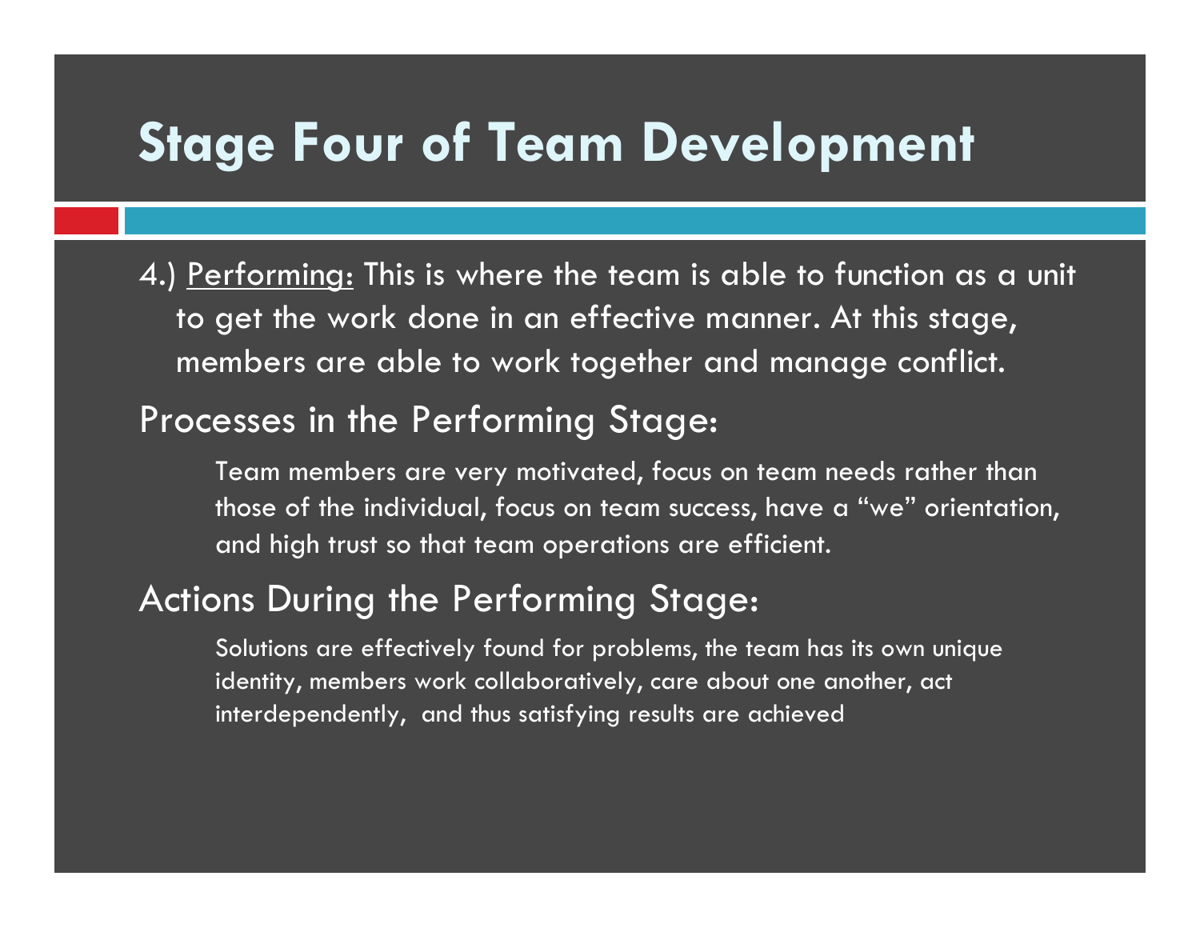# Stage Four of Team Development

4.) <u>Performing:</u> This is where the team is able to function as a unit to get the work done in an effective manner. At this stage, members are able to work together and manage conflict.

## Processes in the Performing Stage:

Team members are very motivated, focus on team needs rather than those of the individual, focus on team success, have a “we” orientation, and high trust so that team operations are efficient.

## Actions During the Performing Stage:

Solutions are effectively found for problems, the team has its own unique identity, members work collaboratively, care about one another, act interdependently, and thus satisfying results are achieved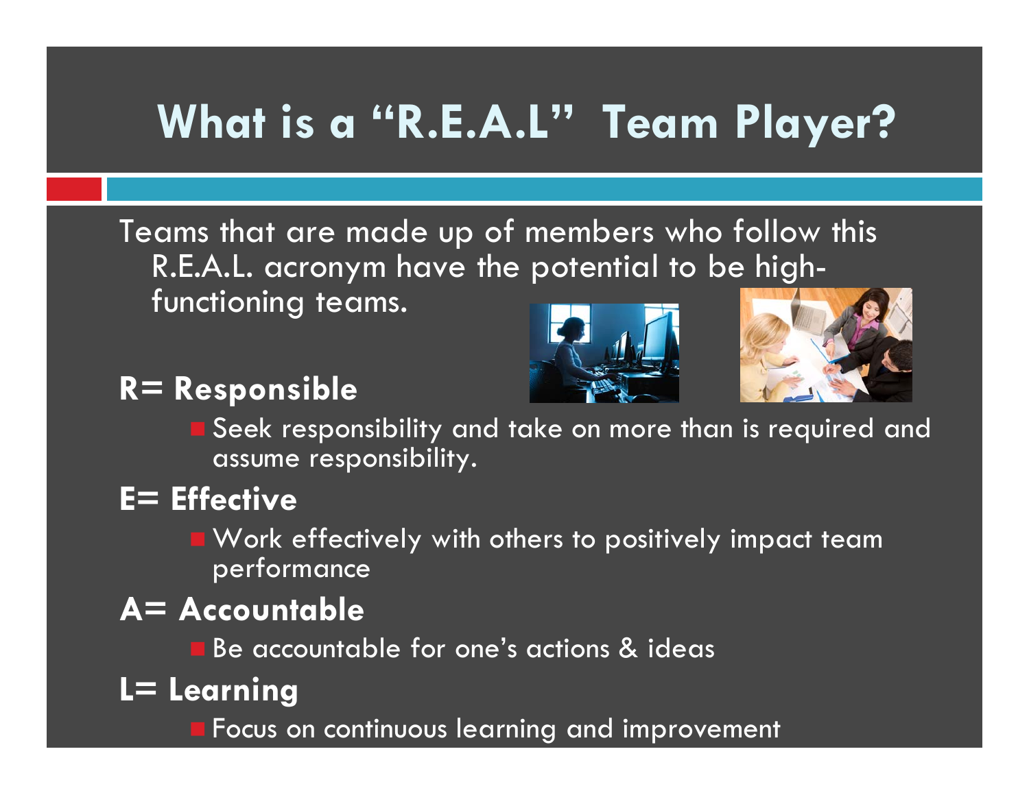# What is a "R.E.A.L" Team Player?

Teams that are made up of members who follow this R.E.A.L. acronym have the potential to be high-functioning teams.

**R= Responsible**

- Seek responsibility and take on more than is required and assume responsibility.

**E= Effective**

- Work effectively with others to positively impact team performance

**A= Accountable**

- Be accountable for one's actions & ideas

**L= Learning**

- Focus on continuous learning and improvement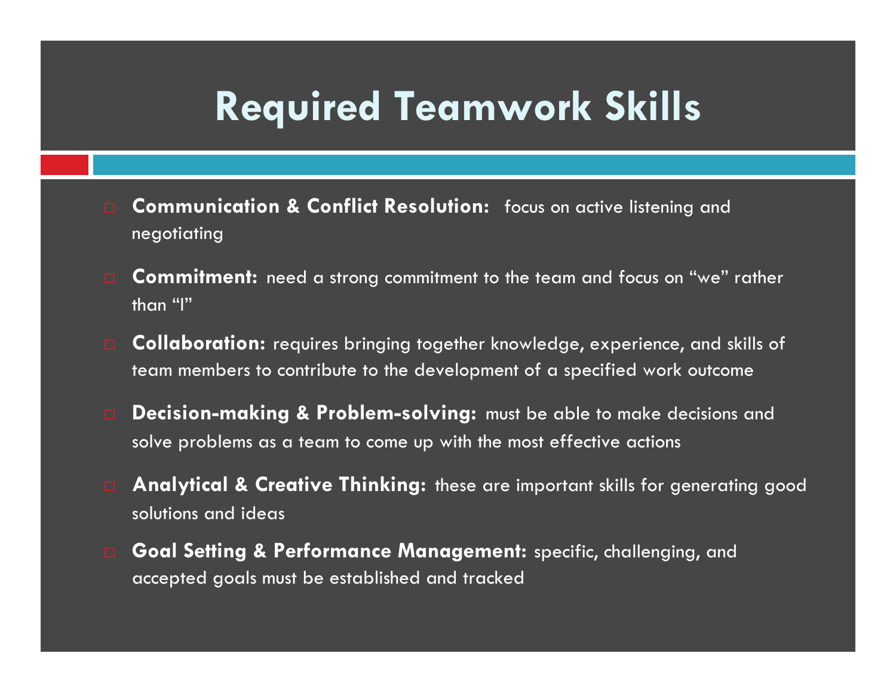# Required Teamwork Skills

- **Communication & Conflict Resolution:** focus on active listening and negotiating
- **Commitment:** need a strong commitment to the team and focus on "we" rather than "I"
- **Collaboration:** requires bringing together knowledge, experience, and skills of team members to contribute to the development of a specified work outcome
- **Decision-making & Problem-solving:** must be able to make decisions and solve problems as a team to come up with the most effective actions
- **Analytical & Creative Thinking:** these are important skills for generating good solutions and ideas
- **Goal Setting & Performance Management:** specific, challenging, and accepted goals must be established and tracked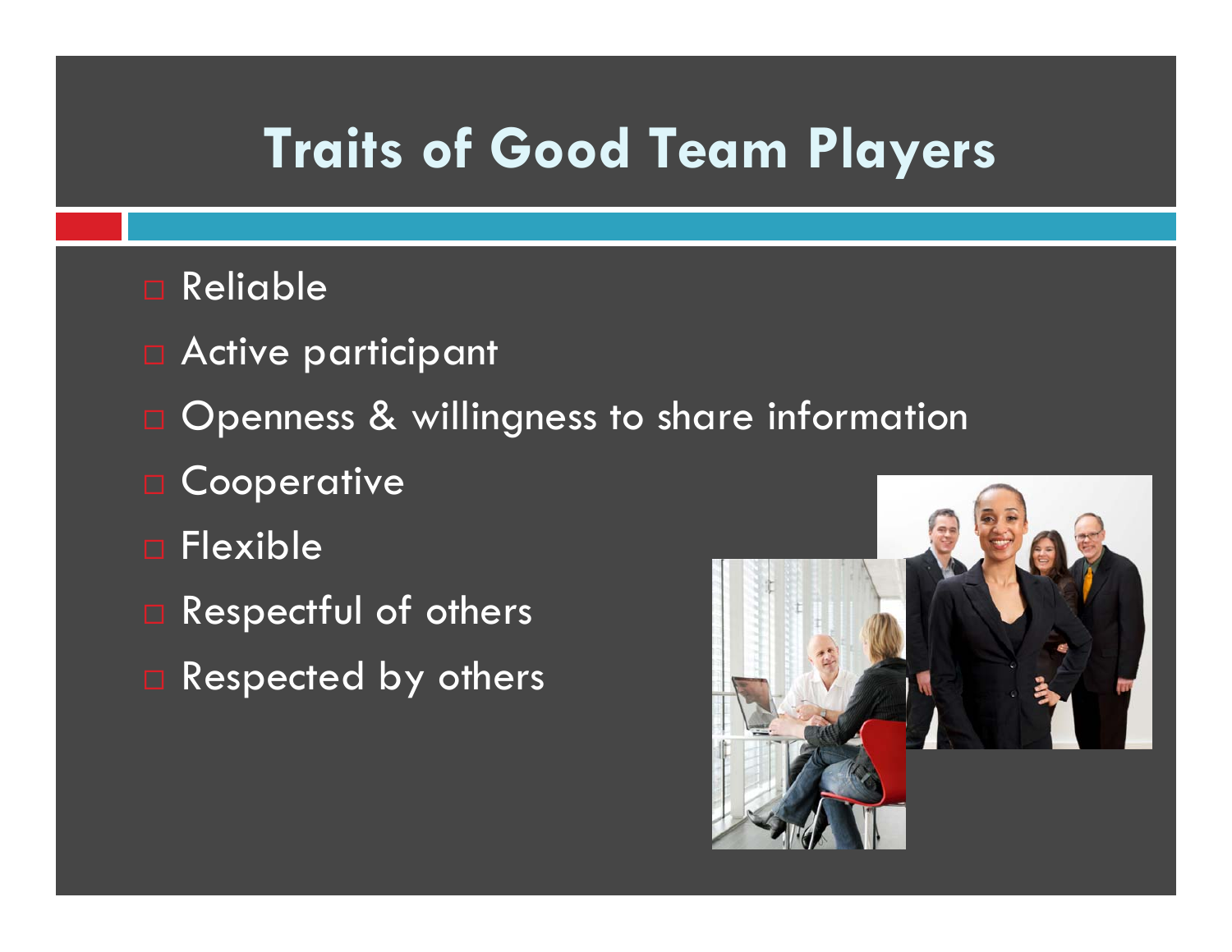# Traits of Good Team Players

- Reliable
- Active participant
- Openness & willingness to share information
- Cooperative
- Flexible
- Respectful of others
- Respected by others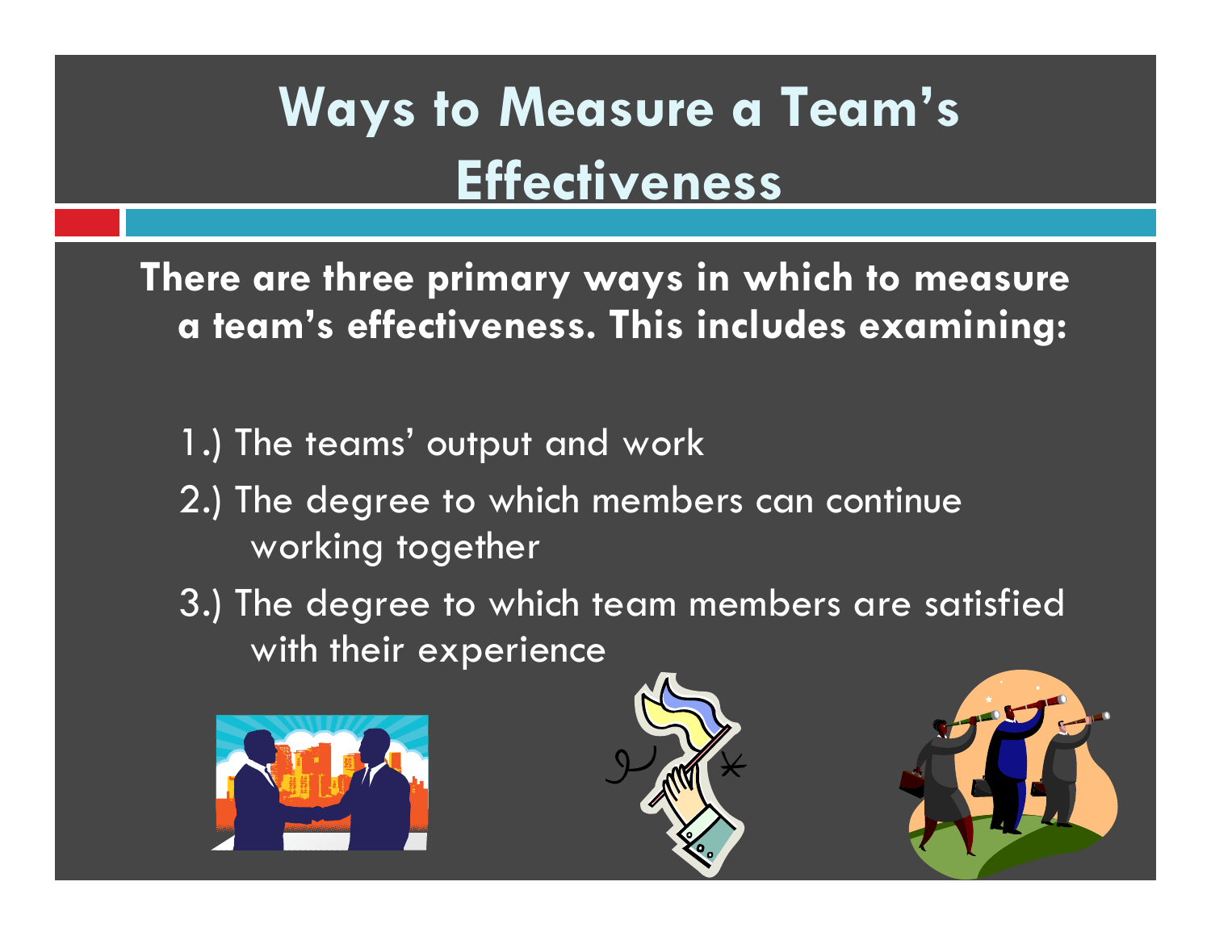# Ways to Measure a Team's Effectiveness

**There are three primary ways in which to measure a team's effectiveness. This includes examining:**

1.) The teams' output and work

2.) The degree to which members can continue working together

3.) The degree to which team members are satisfied with their experience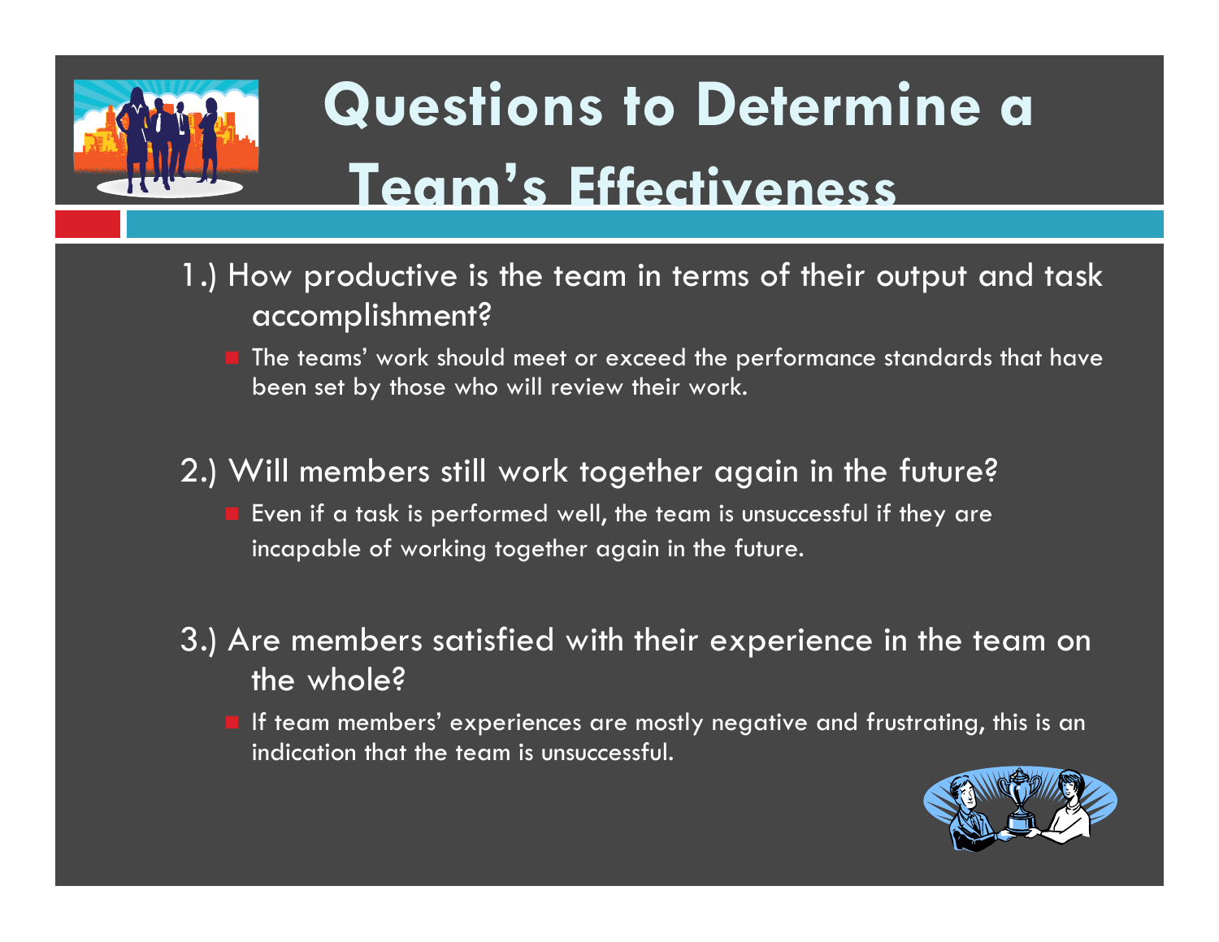# Questions to Determine a Team's Effectiveness

1.) How productive is the team in terms of their output and task accomplishment?

- The teams' work should meet or exceed the performance standards that have been set by those who will review their work.

2.) Will members still work together again in the future?

- Even if a task is performed well, the team is unsuccessful if they are incapable of working together again in the future.

3.) Are members satisfied with their experience in the team on the whole?

- If team members' experiences are mostly negative and frustrating, this is an indication that the team is unsuccessful.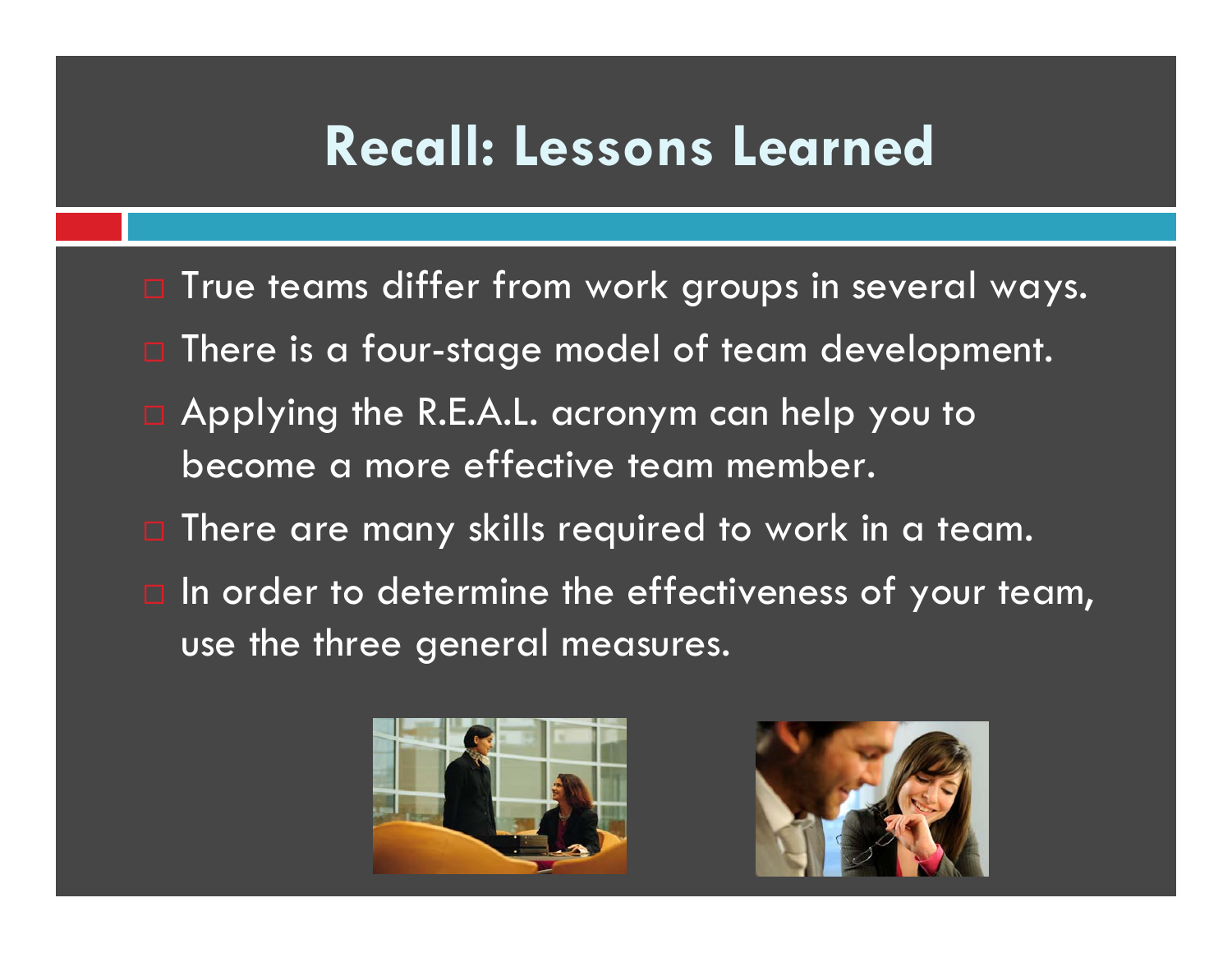# Recall: Lessons Learned

- True teams differ from work groups in several ways.
- There is a four-stage model of team development.
- Applying the R.E.A.L. acronym can help you to become a more effective team member.
- There are many skills required to work in a team.
- In order to determine the effectiveness of your team, use the three general measures.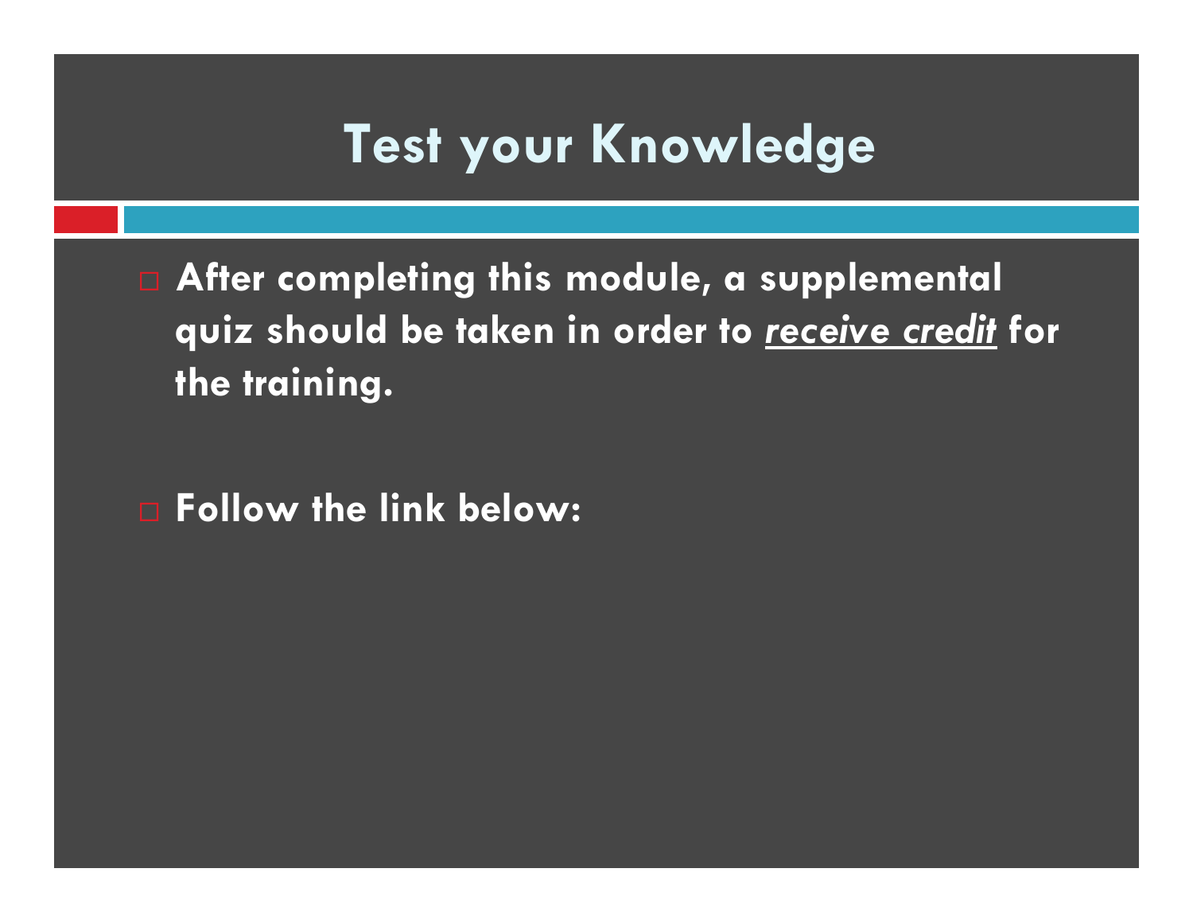# Test your Knowledge

- **After completing this module, a supplemental quiz should be taken in order to *receive credit* for the training.**

- **Follow the link below:**